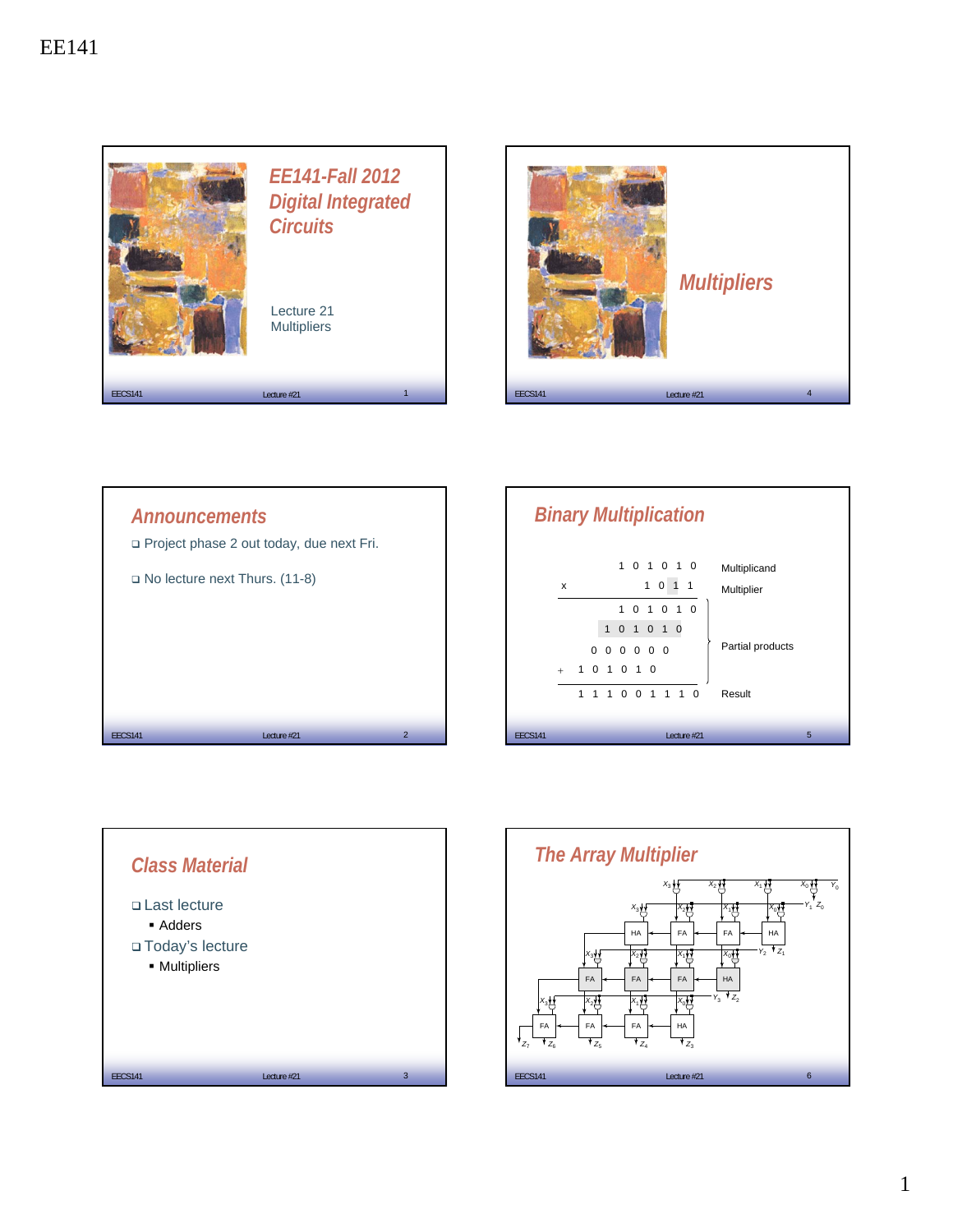# EE141

## EE141-Fall 2012 Digital Integrated Circuits

Lecture 21
Multipliers

## Multipliers

## Announcements

- Project phase 2 out today, due next Fri.
- No lecture next Thurs. (11-8)

## Binary Multiplication

```
        1 0 1 0 1 0     Multiplicand
x           1 0 1 1     Multiplier
---------------------
        1 0 1 0 1 0   \
      1 0 1 0 1 0      |
    0 0 0 0 0 0        |  Partial products
+ 1 0 1 0 1 0         /
---------------------
  1 1 1 0 0 1 1 1 0     Result
```

## Class Material

- Last lecture
  - Adders
- Today's lecture
  - Multipliers

## The Array Multiplier

$X_3$ $X_2$ $X_1$ $X_0$ $Y_0$

$X_3$ $X_2$ $X_1$ $X_0$ $Y_1$ $Z_0$

HA FA FA HA

$X_3$ $X_2$ $X_1$ $X_0$ $Y_2$ $Z_1$

FA FA FA HA

$X_3$ $X_2$ $X_1$ $X_0$ $Y_3$ $Z_2$

FA FA FA HA

$Z_7$ $Z_6$ $Z_5$ $Z_4$ $Z_3$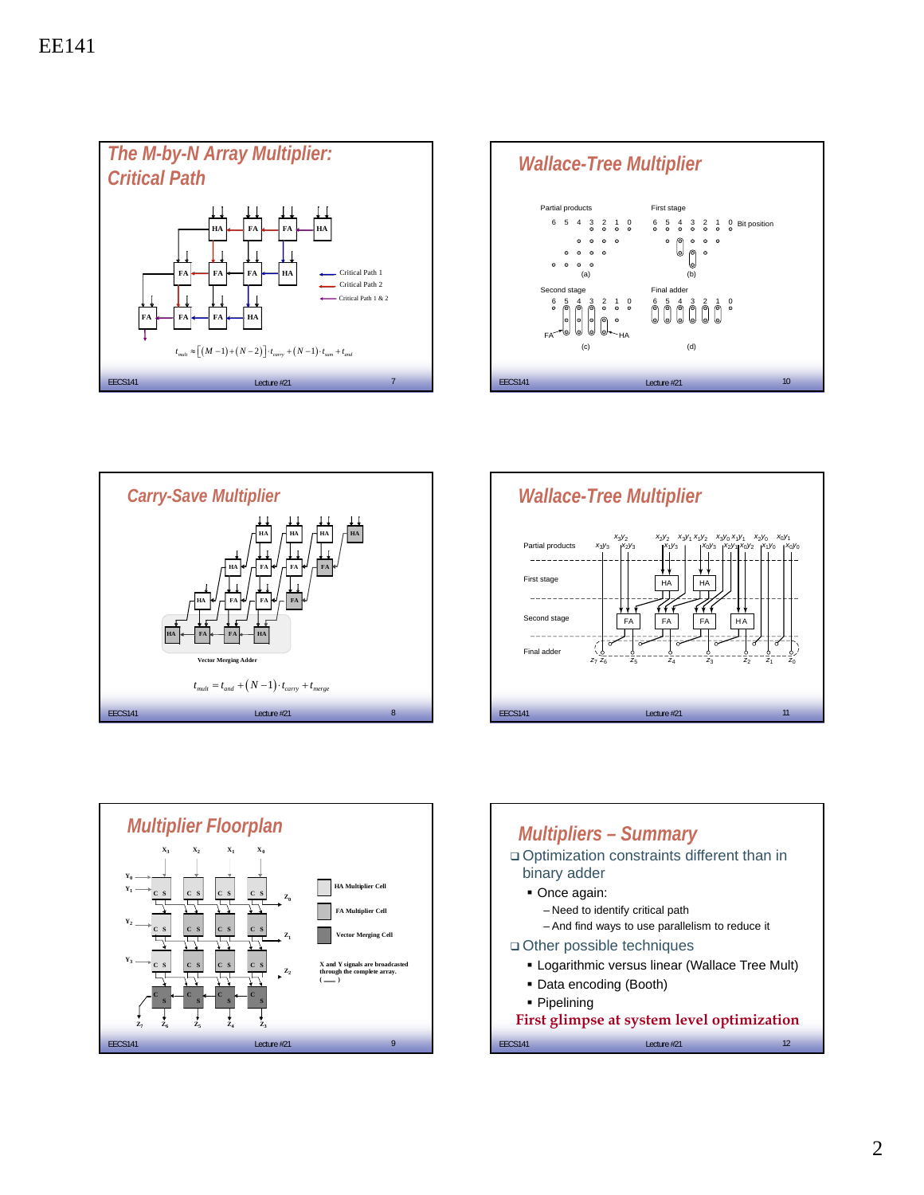EE141

## The M-by-N Array Multiplier: Critical Path

HA FA FA HA

FA FA FA HA

FA FA FA HA

Critical Path 1

Critical Path 2

Critical Path 1 & 2

$$t_{mult} \approx [(M-1)+(N-2)] \cdot t_{carry} + (N-1) \cdot t_{sum} + t_{and}$$

## Wallace-Tree Multiplier

Partial products

6 5 4 3 2 1 0

(a)

First stage

6 5 4 3 2 1 0 Bit position

(b)

Second stage

6 5 4 3 2 1 0

FA HA

(c)

Final adder

6 5 4 3 2 1 0

(d)

## Carry-Save Multiplier

Vector Merging Adder

$$t_{mult} = t_{and} + (N-1) \cdot t_{carry} + t_{merge}$$

## Wallace-Tree Multiplier

Partial products

First stage

Second stage

Final adder

$x_3y_3$ $x_3y_2$ $x_2y_3$ $x_2y_2$ $x_3y_1$ $x_1y_3$ $x_1y_2$ $x_3y_0$ $x_0y_3$ $x_1y_1$ $x_2y_1$ $x_0y_2$ $x_2y_0$ $x_1y_0$ $x_0y_1$ $x_0y_0$

HA HA

FA FA FA HA

$z_7$ $z_6$ $z_5$ $z_4$ $z_3$ $z_2$ $z_1$ $z_0$

## Multiplier Floorplan

$X_3$ $X_2$ $X_1$ $X_0$

$Y_0$ $Y_1$ $Y_2$ $Y_3$

$Z_0$ $Z_1$ $Z_2$ $Z_3$ $Z_4$ $Z_5$ $Z_6$ $Z_7$

HA Multiplier Cell

FA Multiplier Cell

Vector Merging Cell

X and Y signals are broadcasted through the complete array. ( —— )

## Multipliers – Summary

- Optimization constraints different than in binary adder
  - Once again:
    - Need to identify critical path
    - And find ways to use parallelism to reduce it
- Other possible techniques
  - Logarithmic versus linear (Wallace Tree Mult)
  - Data encoding (Booth)
  - Pipelining

**First glimpse at system level optimization**